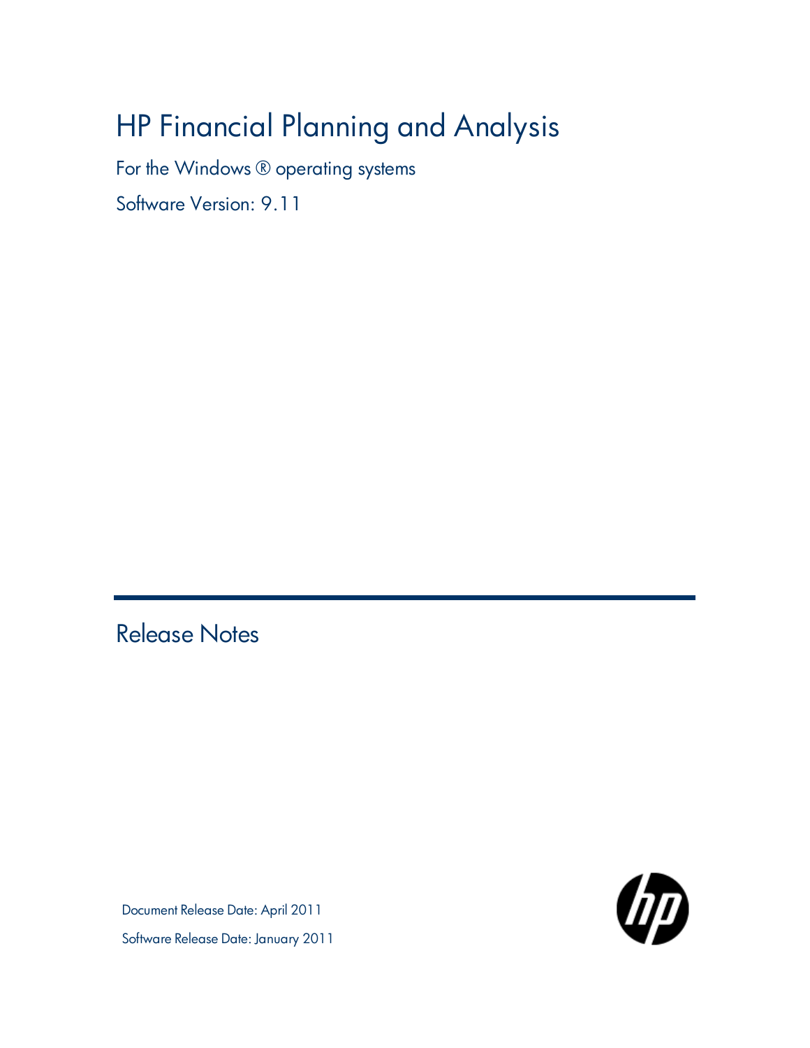# HP Financial Planning and Analysis

For the Windows ® operating systems

Software Version: 9.11

## Release Notes

Document Release Date: April 2011

Software Release Date: January 2011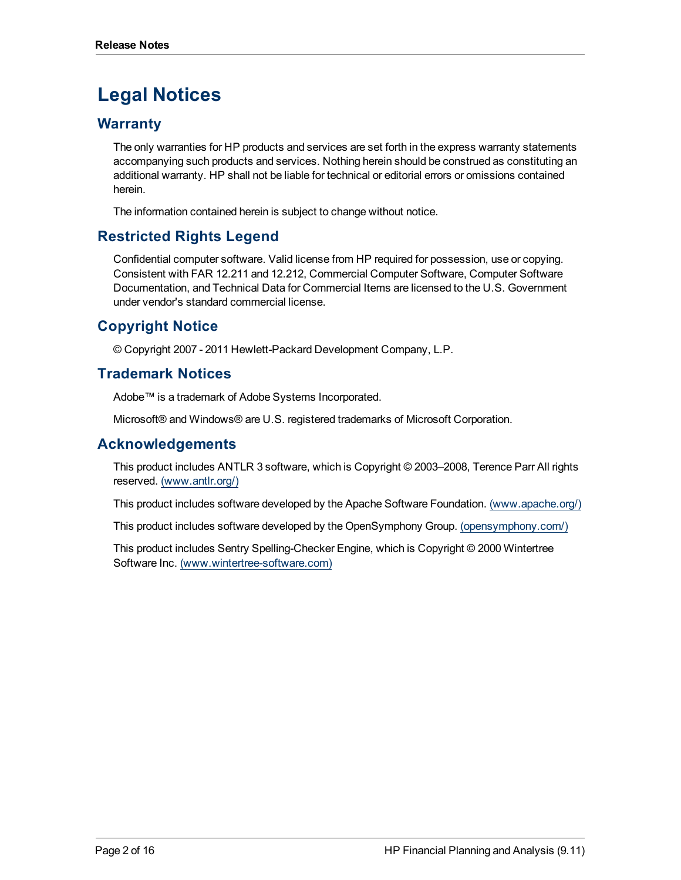# Legal Notices

## Warranty

The only warranties for HP products and services are set forth in the express warranty statements accompanying such products and services. Nothing herein should be construed as constituting an additional warranty. HP shall not be liable for technical or editorial errors or omissions contained herein.

The information contained herein is subject to change without notice.

## Restricted Rights Legend

Confidential computer software. Valid license from HP required for possession, use or copying. Consistent with FAR 12.211 and 12.212, Commercial Computer Software, Computer Software Documentation, and Technical Data for Commercial Items are licensed to the U.S. Government under vendor's standard commercial license.

## Copyright Notice

© Copyright 2007 - 2011 Hewlett-Packard Development Company, L.P.

## Trademark Notices

Adobe™ is a trademark of Adobe Systems Incorporated.

Microsoft® and Windows® are U.S. registered trademarks of Microsoft Corporation.

## Acknowledgements

This product includes ANTLR 3 software, which is Copyright © 2003–2008, Terence Parr All rights reserved. (www.antlr.org/)

This product includes software developed by the Apache Software Foundation. (www.apache.org/)

This product includes software developed by the OpenSymphony Group. (opensymphony.com/)

This product includes Sentry Spelling-Checker Engine, which is Copyright © 2000 Wintertree Software Inc. (www.wintertree-software.com)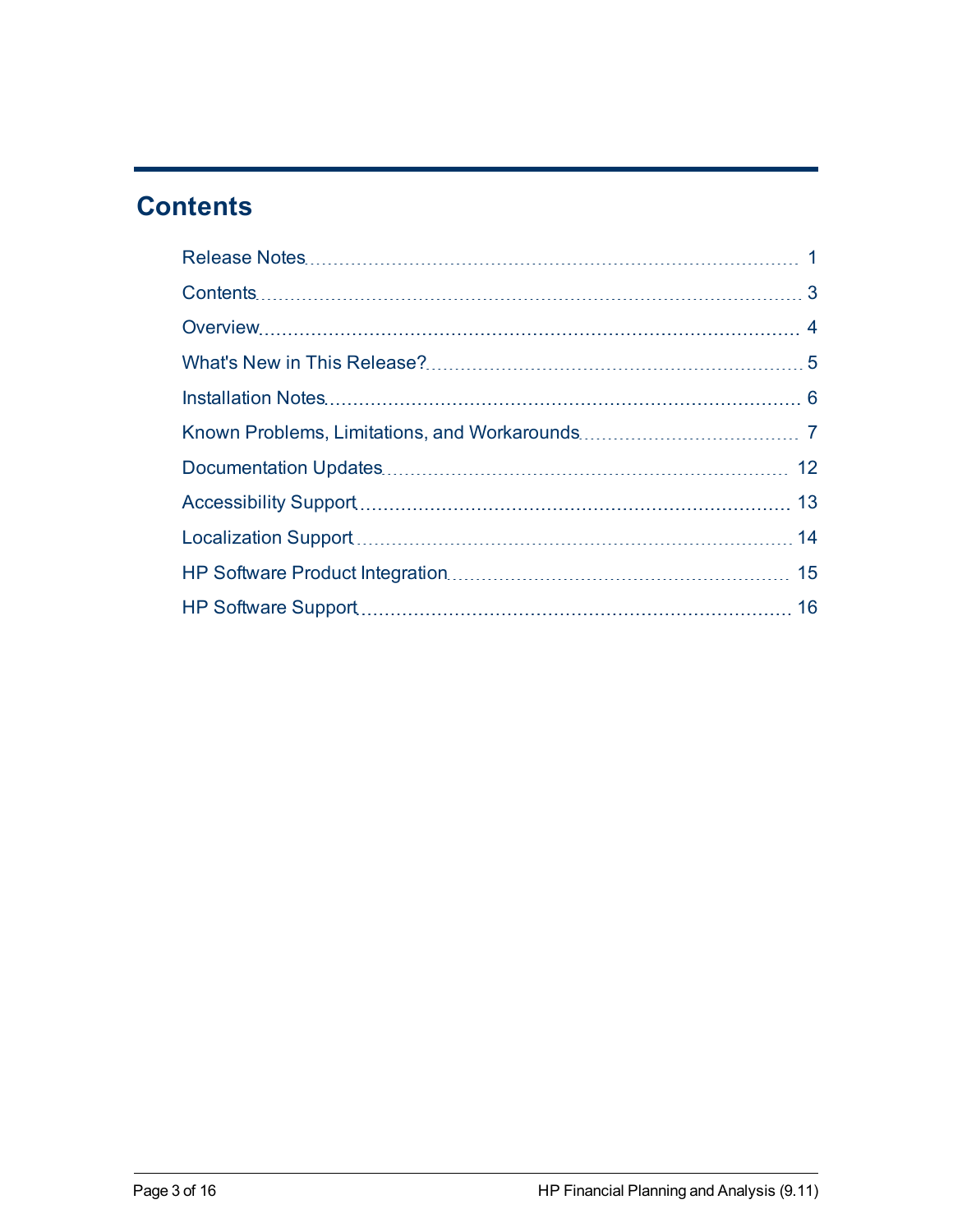# Contents

Release Notes ........ 1

Contents ........ 3

Overview ........ 4

What's New in This Release? ........ 5

Installation Notes ........ 6

Known Problems, Limitations, and Workarounds ........ 7

Documentation Updates ........ 12

Accessibility Support ........ 13

Localization Support ........ 14

HP Software Product Integration ........ 15

HP Software Support ........ 16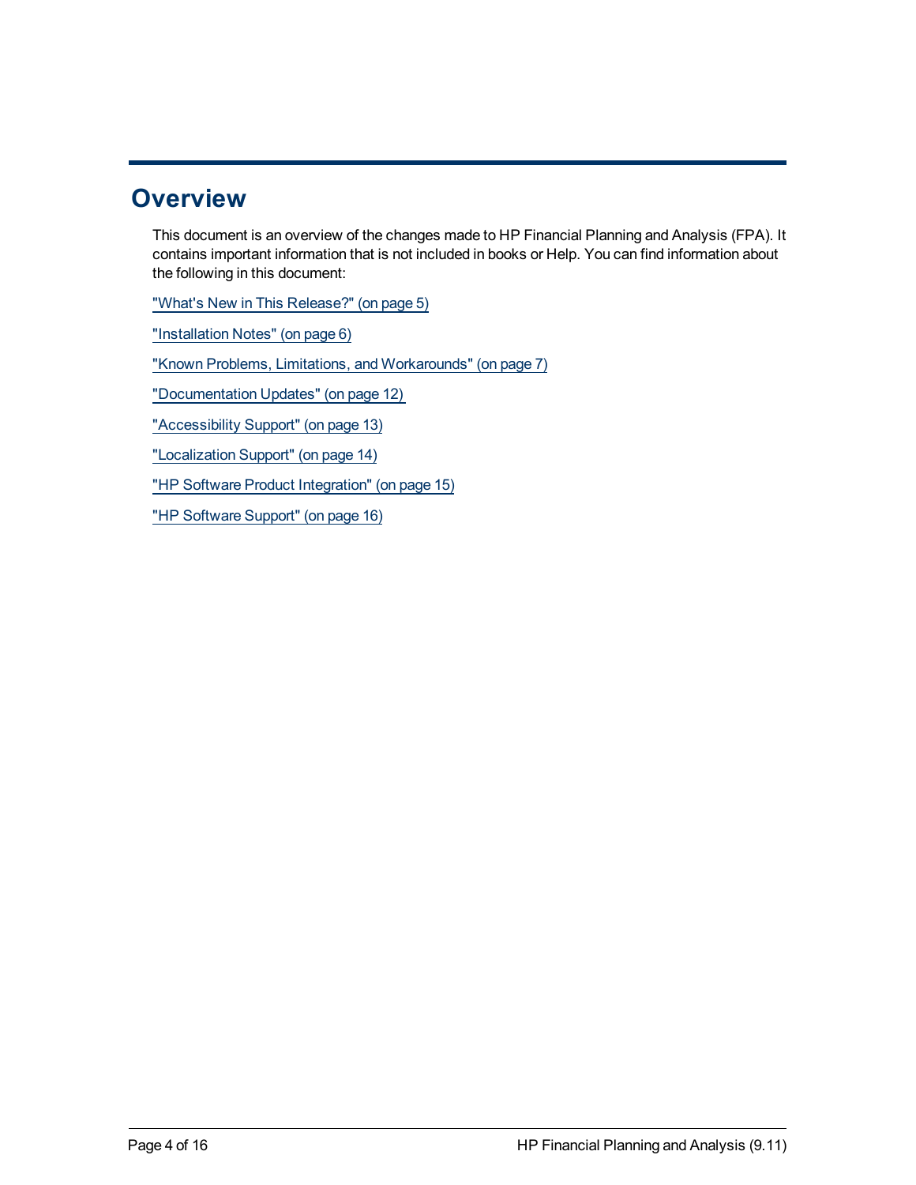# Overview

This document is an overview of the changes made to HP Financial Planning and Analysis (FPA). It contains important information that is not included in books or Help. You can find information about the following in this document:

"What's New in This Release?" (on page 5)

"Installation Notes" (on page 6)

"Known Problems, Limitations, and Workarounds" (on page 7)

"Documentation Updates" (on page 12)

"Accessibility Support" (on page 13)

"Localization Support" (on page 14)

"HP Software Product Integration" (on page 15)

"HP Software Support" (on page 16)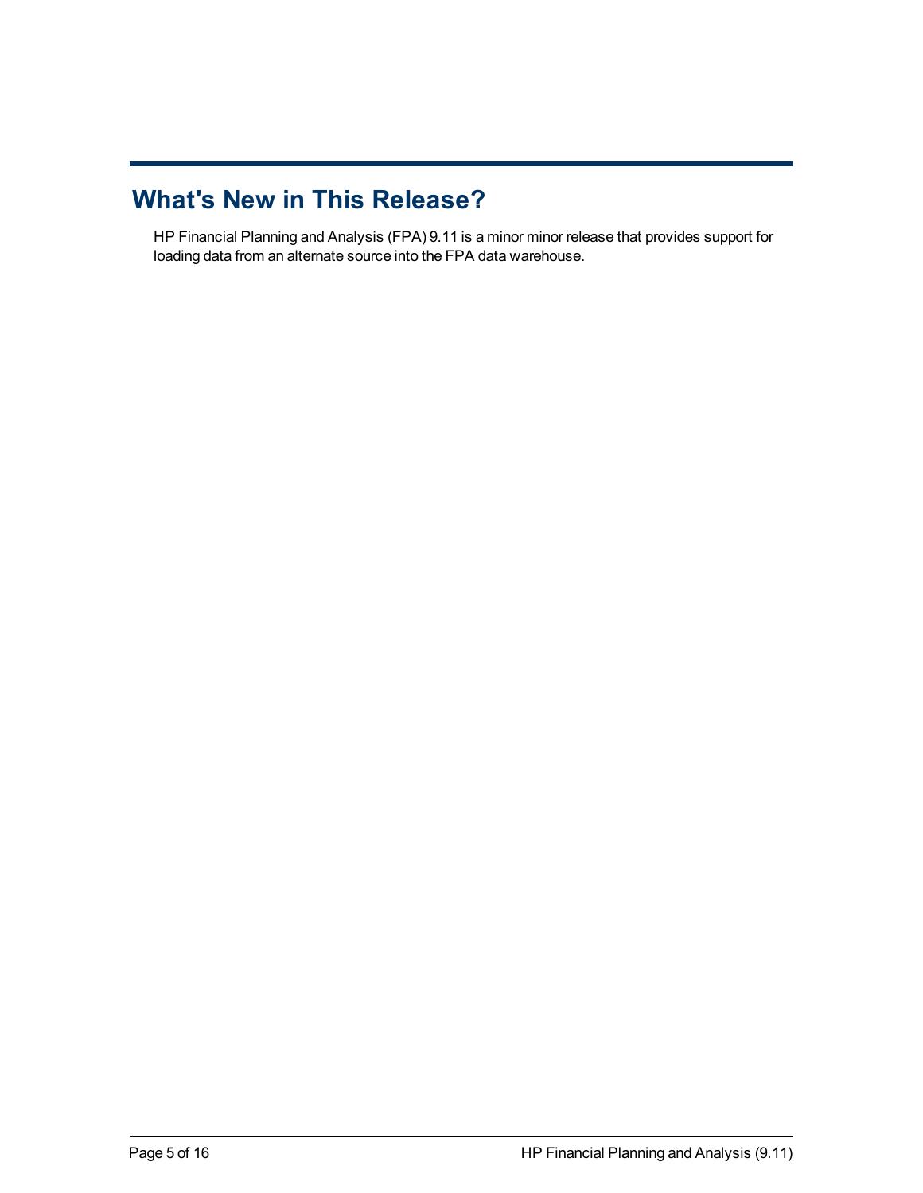# What's New in This Release?

HP Financial Planning and Analysis (FPA) 9.11 is a minor minor release that provides support for loading data from an alternate source into the FPA data warehouse.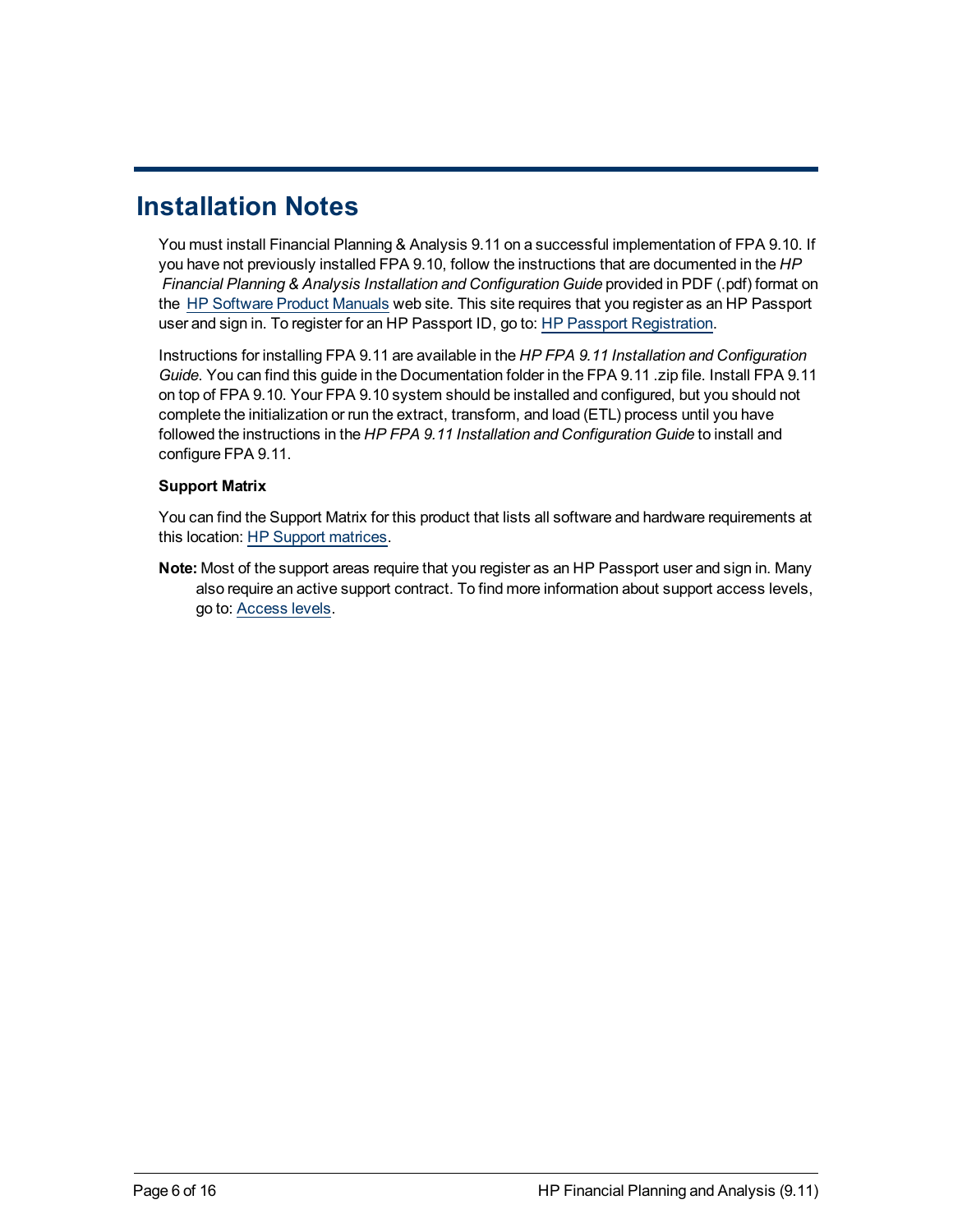# Installation Notes

You must install Financial Planning & Analysis 9.11 on a successful implementation of FPA 9.10. If you have not previously installed FPA 9.10, follow the instructions that are documented in the *HP Financial Planning & Analysis Installation and Configuration Guide* provided in PDF (.pdf) format on the HP Software Product Manuals web site. This site requires that you register as an HP Passport user and sign in. To register for an HP Passport ID, go to: HP Passport Registration.

Instructions for installing FPA 9.11 are available in the *HP FPA 9.11 Installation and Configuration Guide*. You can find this guide in the Documentation folder in the FPA 9.11 .zip file. Install FPA 9.11 on top of FPA 9.10. Your FPA 9.10 system should be installed and configured, but you should not complete the initialization or run the extract, transform, and load (ETL) process until you have followed the instructions in the *HP FPA 9.11 Installation and Configuration Guide* to install and configure FPA 9.11.

**Support Matrix**

You can find the Support Matrix for this product that lists all software and hardware requirements at this location: HP Support matrices.

**Note:** Most of the support areas require that you register as an HP Passport user and sign in. Many also require an active support contract. To find more information about support access levels, go to: Access levels.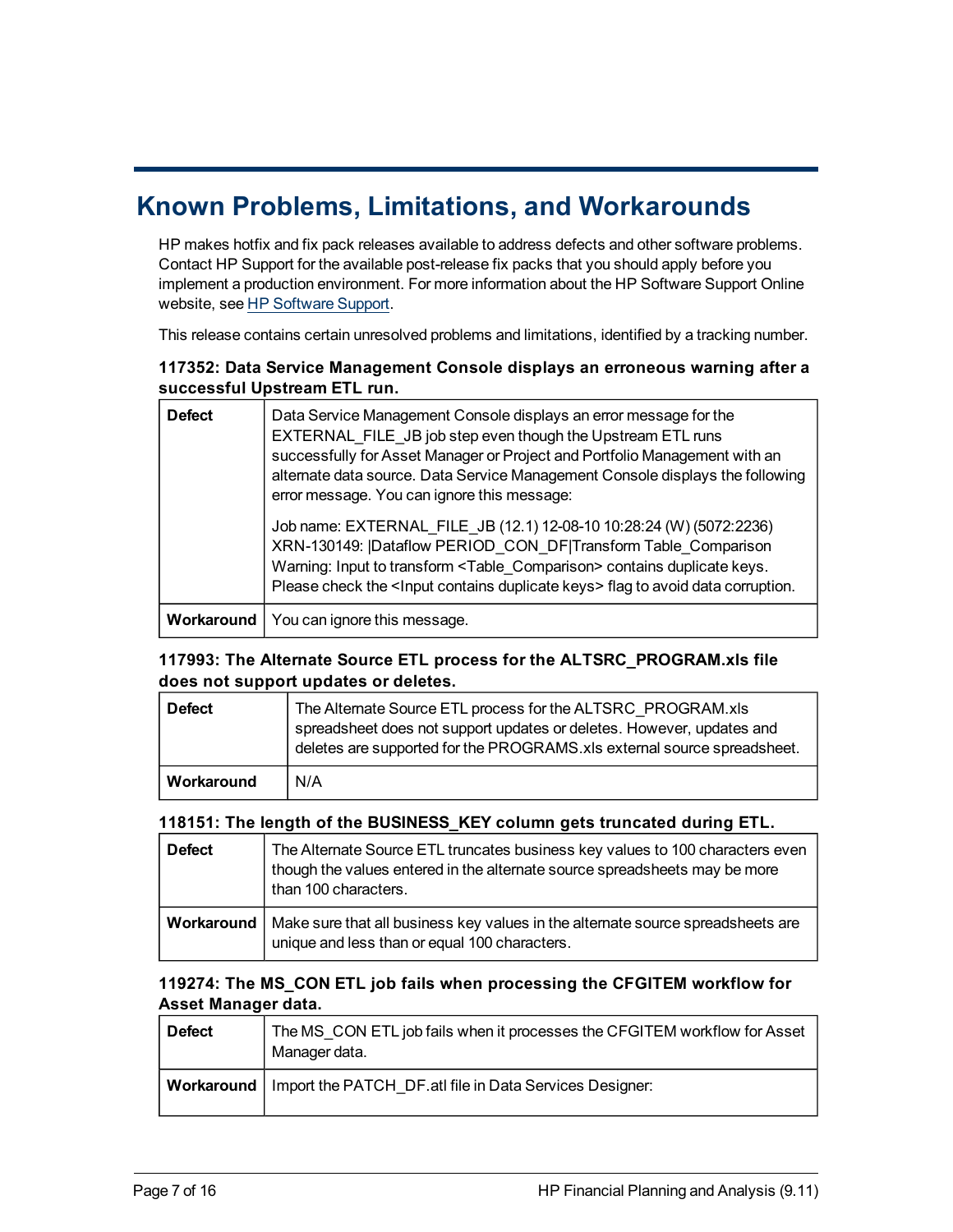# Known Problems, Limitations, and Workarounds

HP makes hotfix and fix pack releases available to address defects and other software problems. Contact HP Support for the available post-release fix packs that you should apply before you implement a production environment. For more information about the HP Software Support Online website, see HP Software Support.

This release contains certain unresolved problems and limitations, identified by a tracking number.

### 117352: Data Service Management Console displays an erroneous warning after a successful Upstream ETL run.

| | |
|---|---|
| **Defect** | Data Service Management Console displays an error message for the EXTERNAL_FILE_JB job step even though the Upstream ETL runs successfully for Asset Manager or Project and Portfolio Management with an alternate data source. Data Service Management Console displays the following error message. You can ignore this message:<br><br>Job name: EXTERNAL_FILE_JB (12.1) 12-08-10 10:28:24 (W) (5072:2236) XRN-130149: \|Dataflow PERIOD_CON_DF\|Transform Table_Comparison Warning: Input to transform <Table_Comparison> contains duplicate keys. Please check the <Input contains duplicate keys> flag to avoid data corruption. |
| **Workaround** | You can ignore this message. |

### 117993: The Alternate Source ETL process for the ALTSRC_PROGRAM.xls file does not support updates or deletes.

| | |
|---|---|
| **Defect** | The Alternate Source ETL process for the ALTSRC_PROGRAM.xls spreadsheet does not support updates or deletes. However, updates and deletes are supported for the PROGRAMS.xls external source spreadsheet. |
| **Workaround** | N/A |

### 118151: The length of the BUSINESS_KEY column gets truncated during ETL.

| | |
|---|---|
| **Defect** | The Alternate Source ETL truncates business key values to 100 characters even though the values entered in the alternate source spreadsheets may be more than 100 characters. |
| **Workaround** | Make sure that all business key values in the alternate source spreadsheets are unique and less than or equal 100 characters. |

### 119274: The MS_CON ETL job fails when processing the CFGITEM workflow for Asset Manager data.

| | |
|---|---|
| **Defect** | The MS_CON ETL job fails when it processes the CFGITEM workflow for Asset Manager data. |
| **Workaround** | Import the PATCH_DF.atl file in Data Services Designer: |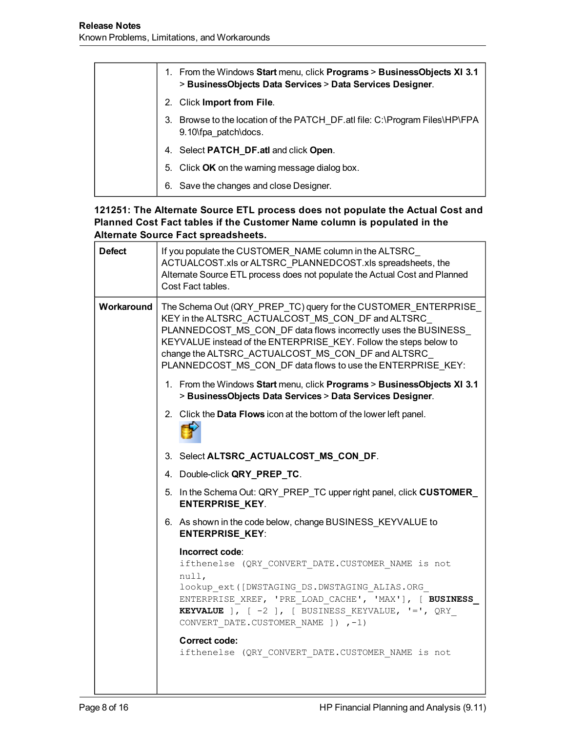| | |
|---|---|
| | 1. From the Windows **Start** menu, click **Programs** > **BusinessObjects XI 3.1** > **BusinessObjects Data Services** > **Data Services Designer**.<br>2. Click **Import from File**.<br>3. Browse to the location of the PATCH_DF.atl file: C:\Program Files\HP\FPA 9.10\fpa_patch\docs.<br>4. Select **PATCH_DF.atl** and click **Open**.<br>5. Click **OK** on the warning message dialog box.<br>6. Save the changes and close Designer. |

**121251: The Alternate Source ETL process does not populate the Actual Cost and Planned Cost Fact tables if the Customer Name column is populated in the Alternate Source Fact spreadsheets.**

| | |
|---|---|
| **Defect** | If you populate the CUSTOMER_NAME column in the ALTSRC_ACTUALCOST.xls or ALTSRC_PLANNEDCOST.xls spreadsheets, the Alternate Source ETL process does not populate the Actual Cost and Planned Cost Fact tables. |
| **Workaround** | The Schema Out (QRY_PREP_TC) query for the CUSTOMER_ENTERPRISE_KEY in the ALTSRC_ACTUALCOST_MS_CON_DF and ALTSRC_PLANNEDCOST_MS_CON_DF data flows incorrectly uses the BUSINESS_KEYVALUE instead of the ENTERPRISE_KEY. Follow the steps below to change the ALTSRC_ACTUALCOST_MS_CON_DF and ALTSRC_PLANNEDCOST_MS_CON_DF data flows to use the ENTERPRISE_KEY:<br>1. From the Windows **Start** menu, click **Programs** > **BusinessObjects XI 3.1** > **BusinessObjects Data Services** > **Data Services Designer**.<br>2. Click the **Data Flows** icon at the bottom of the lower left panel.<br>3. Select **ALTSRC_ACTUALCOST_MS_CON_DF**.<br>4. Double-click **QRY_PREP_TC**.<br>5. In the Schema Out: QRY_PREP_TC upper right panel, click **CUSTOMER_ENTERPRISE_KEY**.<br>6. As shown in the code below, change BUSINESS_KEYVALUE to **ENTERPRISE_KEY**:<br>**Incorrect code**:<br>`ifthenelse (QRY_CONVERT_DATE.CUSTOMER_NAME is not null, lookup_ext([DWSTAGING_DS.DWSTAGING_ALIAS.ORG_ENTERPRISE_XREF, 'PRE_LOAD_CACHE', 'MAX'], [ BUSINESS_KEYVALUE ], [ -2 ], [ BUSINESS_KEYVALUE, '=', QRY_CONVERT_DATE.CUSTOMER_NAME ]) ,-1)`<br>**Correct code:**<br>`ifthenelse (QRY_CONVERT_DATE.CUSTOMER_NAME is not` |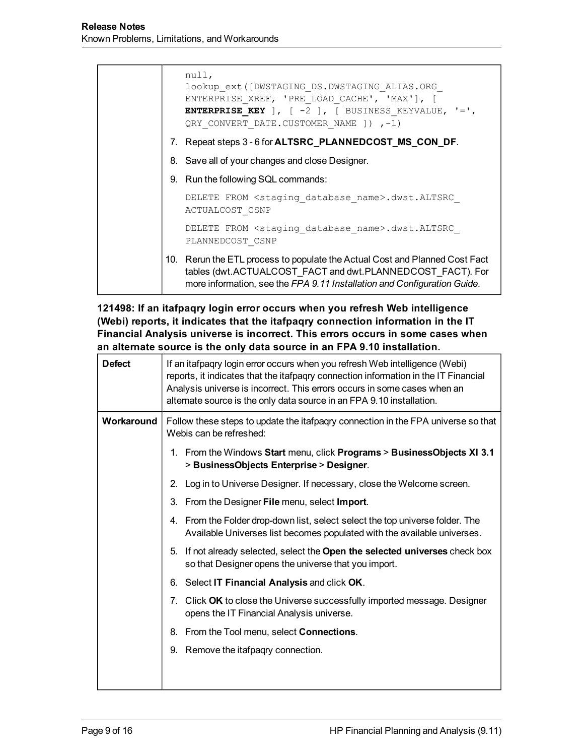| | |
|---|---|
| | `null,`<br>`lookup_ext([DWSTAGING_DS.DWSTAGING_ALIAS.ORG_ENTERPRISE_XREF, 'PRE_LOAD_CACHE', 'MAX'], [ ENTERPRISE_KEY ], [ -2 ], [ BUSINESS_KEYVALUE, '=', QRY_CONVERT_DATE.CUSTOMER_NAME ]) ,-1)`<br><br>7. Repeat steps 3 - 6 for **ALTSRC_PLANNEDCOST_MS_CON_DF**.<br>8. Save all of your changes and close Designer.<br>9. Run the following SQL commands:<br>`DELETE FROM <staging_database_name>.dwst.ALTSRC_ACTUALCOST_CSNP`<br>`DELETE FROM <staging_database_name>.dwst.ALTSRC_PLANNEDCOST_CSNP`<br>10. Rerun the ETL process to populate the Actual Cost and Planned Cost Fact tables (dwt.ACTUALCOST_FACT and dwt.PLANNEDCOST_FACT). For more information, see the *FPA 9.11 Installation and Configuration Guide*. |

### 121498: If an itafpaqry login error occurs when you refresh Web intelligence (Webi) reports, it indicates that the itafpaqry connection information in the IT Financial Analysis universe is incorrect. This errors occurs in some cases when an alternate source is the only data source in an FPA 9.10 installation.

| | |
|---|---|
| **Defect** | If an itafpaqry login error occurs when you refresh Web intelligence (Webi) reports, it indicates that the itafpaqry connection information in the IT Financial Analysis universe is incorrect. This errors occurs in some cases when an alternate source is the only data source in an FPA 9.10 installation. |
| **Workaround** | Follow these steps to update the itafpaqry connection in the FPA universe so that Webis can be refreshed:<br>1. From the Windows **Start** menu, click **Programs** > **BusinessObjects XI 3.1** > **BusinessObjects Enterprise** > **Designer**.<br>2. Log in to Universe Designer. If necessary, close the Welcome screen.<br>3. From the Designer **File** menu, select **Import**.<br>4. From the Folder drop-down list, select select the top universe folder. The Available Universes list becomes populated with the available universes.<br>5. If not already selected, select the **Open the selected universes** check box so that Designer opens the universe that you import.<br>6. Select **IT Financial Analysis** and click **OK**.<br>7. Click **OK** to close the Universe successfully imported message. Designer opens the IT Financial Analysis universe.<br>8. From the Tool menu, select **Connections**.<br>9. Remove the itafpaqry connection. |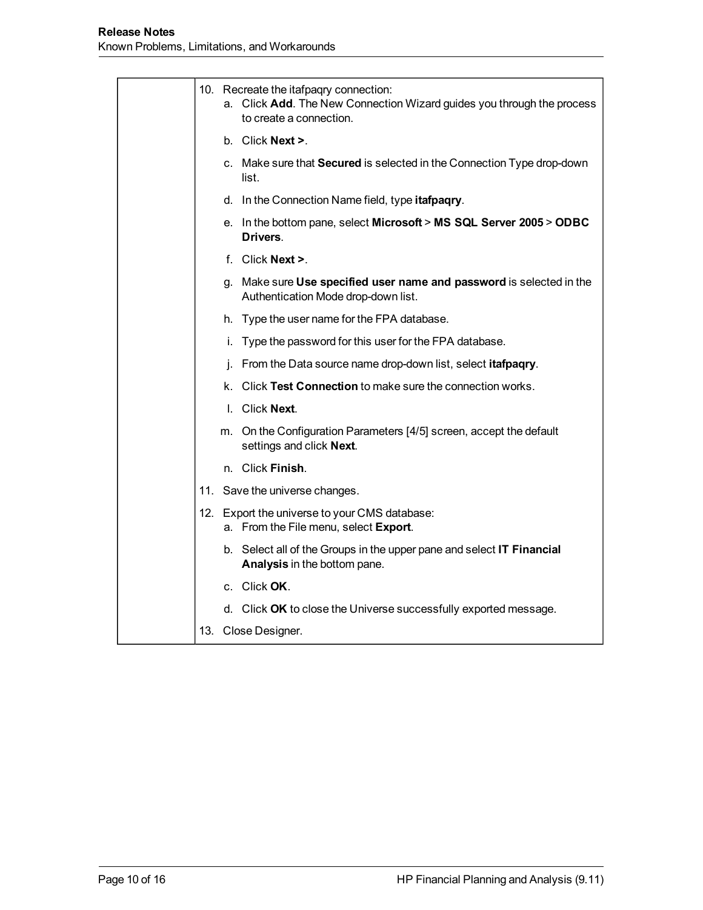| | |
|---|---|
| | 10. Recreate the itafpaqry connection:<br>a. Click **Add**. The New Connection Wizard guides you through the process to create a connection.<br>b. Click **Next >**.<br>c. Make sure that **Secured** is selected in the Connection Type drop-down list.<br>d. In the Connection Name field, type **itafpaqry**.<br>e. In the bottom pane, select **Microsoft** > **MS SQL Server 2005** > **ODBC Drivers**.<br>f. Click **Next >**.<br>g. Make sure **Use specified user name and password** is selected in the Authentication Mode drop-down list.<br>h. Type the user name for the FPA database.<br>i. Type the password for this user for the FPA database.<br>j. From the Data source name drop-down list, select **itafpaqry**.<br>k. Click **Test Connection** to make sure the connection works.<br>l. Click **Next**.<br>m. On the Configuration Parameters [4/5] screen, accept the default settings and click **Next**.<br>n. Click **Finish**.<br>11. Save the universe changes.<br>12. Export the universe to your CMS database:<br>a. From the File menu, select **Export**.<br>b. Select all of the Groups in the upper pane and select **IT Financial Analysis** in the bottom pane.<br>c. Click **OK**.<br>d. Click **OK** to close the Universe successfully exported message.<br>13. Close Designer. |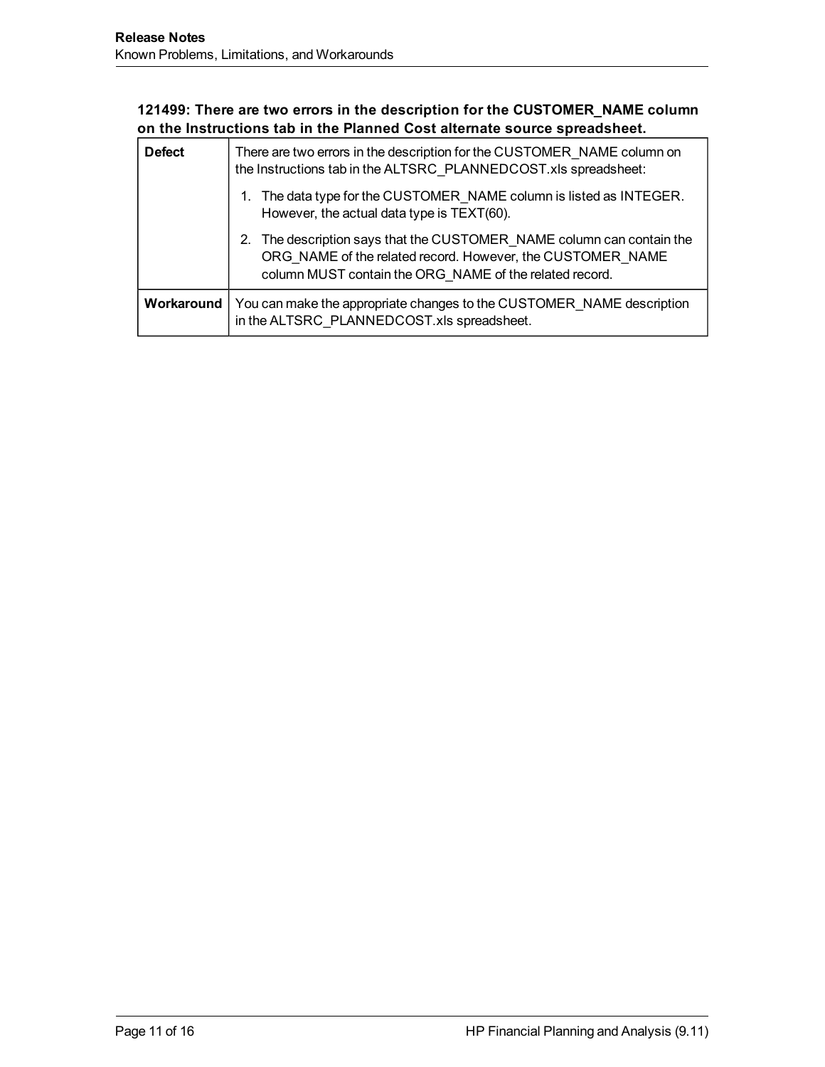#### 121499: There are two errors in the description for the CUSTOMER_NAME column on the Instructions tab in the Planned Cost alternate source spreadsheet.

| | |
|---|---|
| **Defect** | There are two errors in the description for the CUSTOMER_NAME column on the Instructions tab in the ALTSRC_PLANNEDCOST.xls spreadsheet:<br>1. The data type for the CUSTOMER_NAME column is listed as INTEGER. However, the actual data type is TEXT(60).<br>2. The description says that the CUSTOMER_NAME column can contain the ORG_NAME of the related record. However, the CUSTOMER_NAME column MUST contain the ORG_NAME of the related record. |
| **Workaround** | You can make the appropriate changes to the CUSTOMER_NAME description in the ALTSRC_PLANNEDCOST.xls spreadsheet. |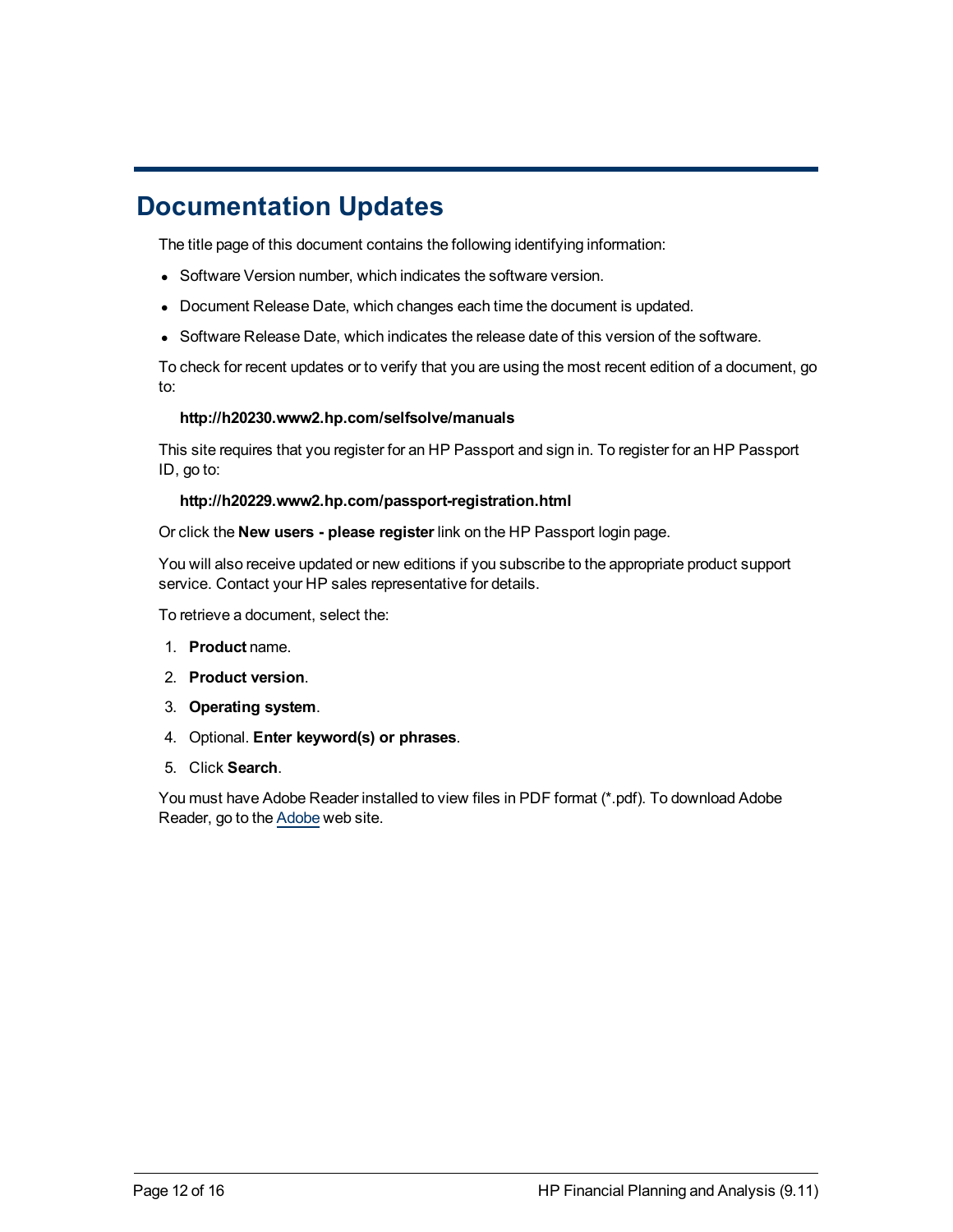# Documentation Updates

The title page of this document contains the following identifying information:

- Software Version number, which indicates the software version.
- Document Release Date, which changes each time the document is updated.
- Software Release Date, which indicates the release date of this version of the software.

To check for recent updates or to verify that you are using the most recent edition of a document, go to:

**http://h20230.www2.hp.com/selfsolve/manuals**

This site requires that you register for an HP Passport and sign in. To register for an HP Passport ID, go to:

**http://h20229.www2.hp.com/passport-registration.html**

Or click the **New users - please register** link on the HP Passport login page.

You will also receive updated or new editions if you subscribe to the appropriate product support service. Contact your HP sales representative for details.

To retrieve a document, select the:

1. **Product** name.
2. **Product version**.
3. **Operating system**.
4. Optional. **Enter keyword(s) or phrases**.
5. Click **Search**.

You must have Adobe Reader installed to view files in PDF format (*.pdf). To download Adobe Reader, go to the Adobe web site.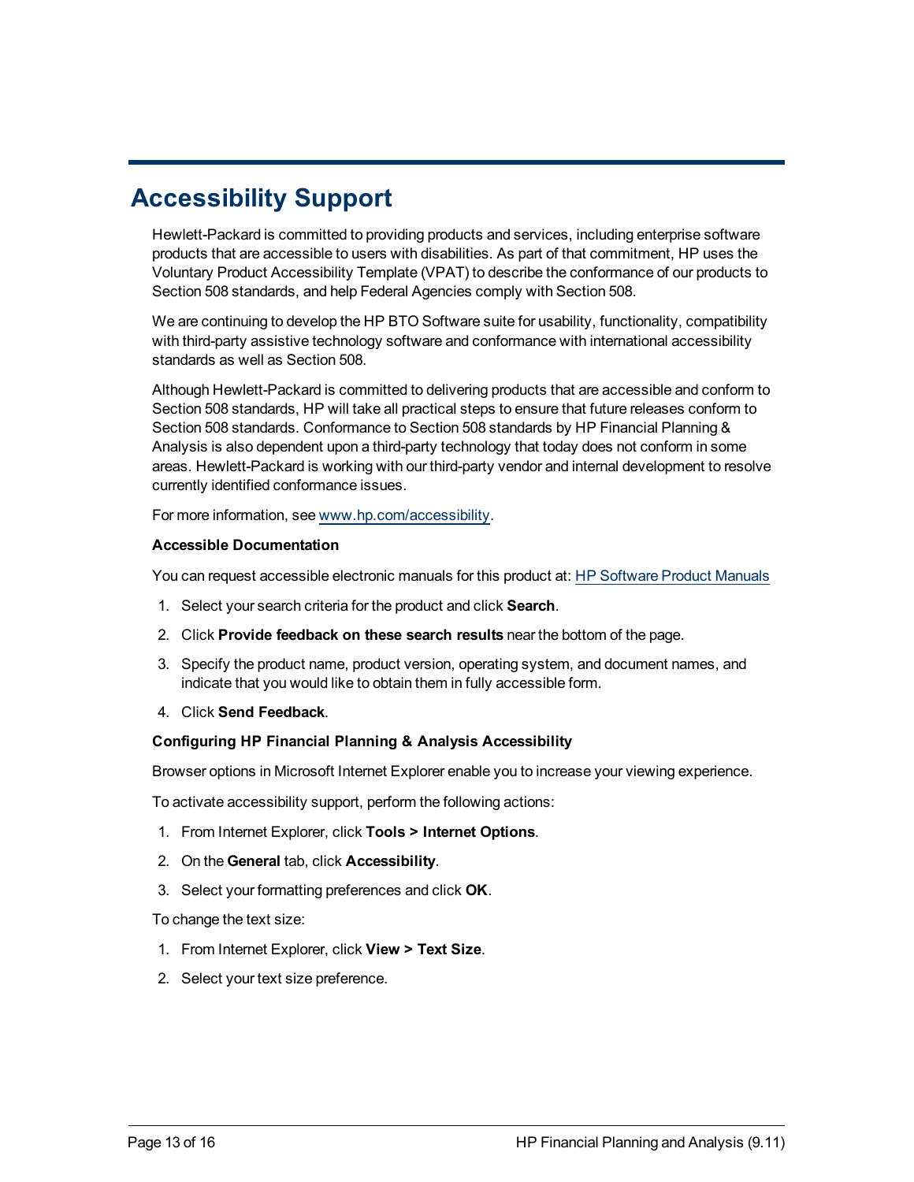# Accessibility Support

Hewlett-Packard is committed to providing products and services, including enterprise software products that are accessible to users with disabilities. As part of that commitment, HP uses the Voluntary Product Accessibility Template (VPAT) to describe the conformance of our products to Section 508 standards, and help Federal Agencies comply with Section 508.

We are continuing to develop the HP BTO Software suite for usability, functionality, compatibility with third-party assistive technology software and conformance with international accessibility standards as well as Section 508.

Although Hewlett-Packard is committed to delivering products that are accessible and conform to Section 508 standards, HP will take all practical steps to ensure that future releases conform to Section 508 standards. Conformance to Section 508 standards by HP Financial Planning & Analysis is also dependent upon a third-party technology that today does not conform in some areas. Hewlett-Packard is working with our third-party vendor and internal development to resolve currently identified conformance issues.

For more information, see www.hp.com/accessibility.

**Accessible Documentation**

You can request accessible electronic manuals for this product at: HP Software Product Manuals

1. Select your search criteria for the product and click **Search**.
2. Click **Provide feedback on these search results** near the bottom of the page.
3. Specify the product name, product version, operating system, and document names, and indicate that you would like to obtain them in fully accessible form.
4. Click **Send Feedback**.

**Configuring HP Financial Planning & Analysis Accessibility**

Browser options in Microsoft Internet Explorer enable you to increase your viewing experience.

To activate accessibility support, perform the following actions:

1. From Internet Explorer, click **Tools > Internet Options**.
2. On the **General** tab, click **Accessibility**.
3. Select your formatting preferences and click **OK**.

To change the text size:

1. From Internet Explorer, click **View > Text Size**.
2. Select your text size preference.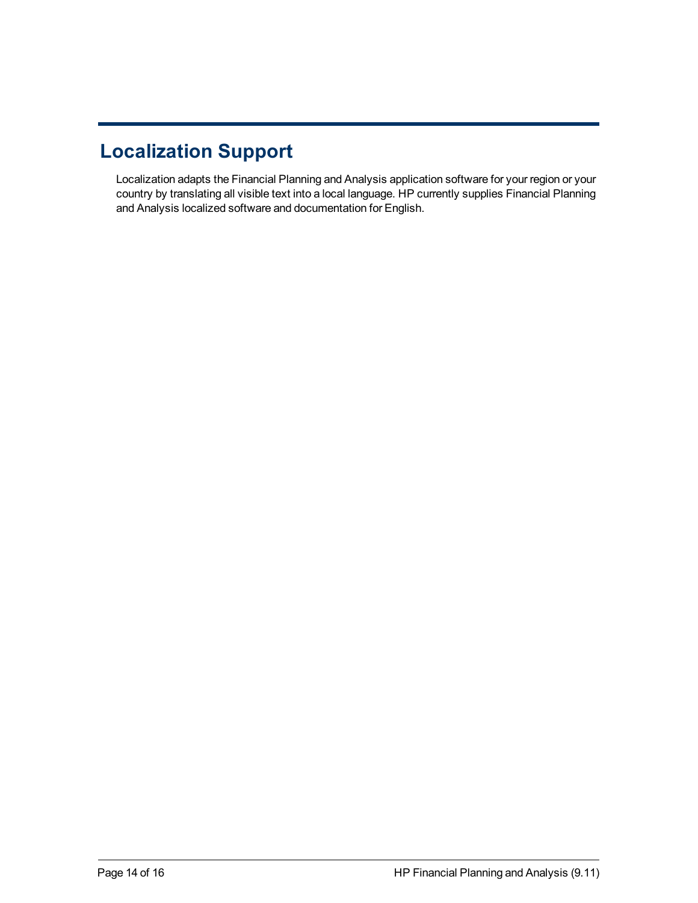# Localization Support

Localization adapts the Financial Planning and Analysis application software for your region or your country by translating all visible text into a local language. HP currently supplies Financial Planning and Analysis localized software and documentation for English.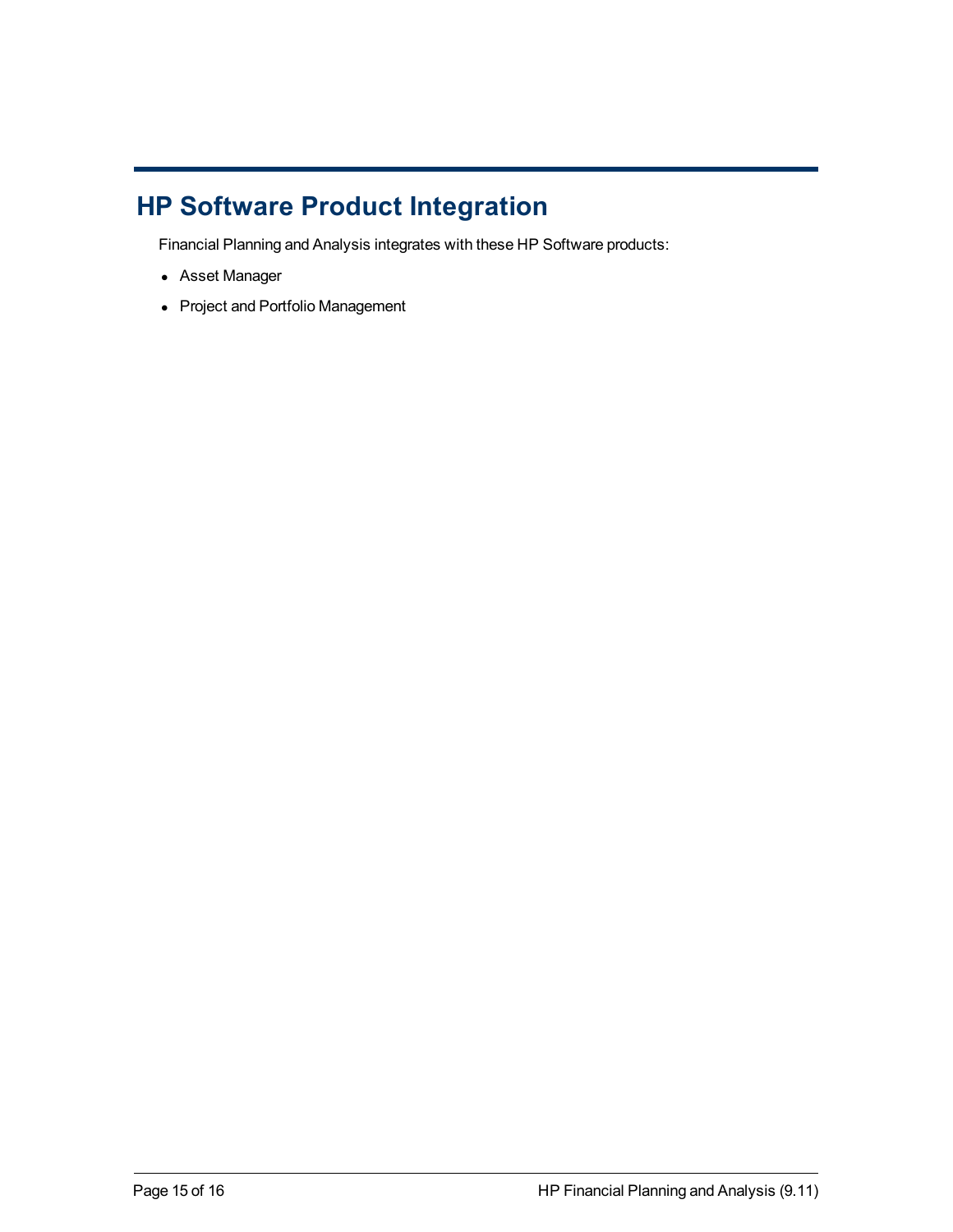# HP Software Product Integration

Financial Planning and Analysis integrates with these HP Software products:

- Asset Manager
- Project and Portfolio Management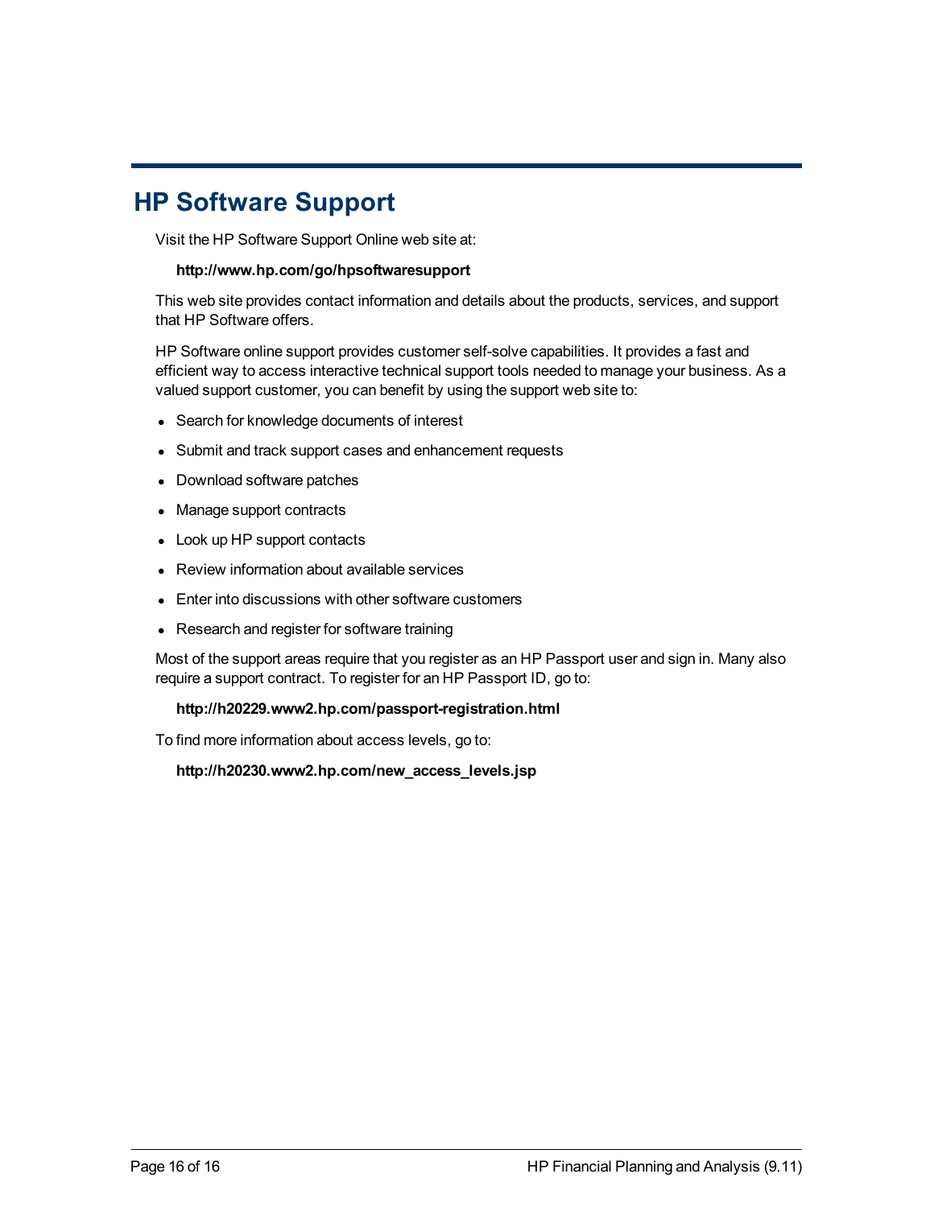# HP Software Support

Visit the HP Software Support Online web site at:

**http://www.hp.com/go/hpsoftwaresupport**

This web site provides contact information and details about the products, services, and support that HP Software offers.

HP Software online support provides customer self-solve capabilities. It provides a fast and efficient way to access interactive technical support tools needed to manage your business. As a valued support customer, you can benefit by using the support web site to:

- Search for knowledge documents of interest
- Submit and track support cases and enhancement requests
- Download software patches
- Manage support contracts
- Look up HP support contacts
- Review information about available services
- Enter into discussions with other software customers
- Research and register for software training

Most of the support areas require that you register as an HP Passport user and sign in. Many also require a support contract. To register for an HP Passport ID, go to:

**http://h20229.www2.hp.com/passport-registration.html**

To find more information about access levels, go to:

**http://h20230.www2.hp.com/new_access_levels.jsp**